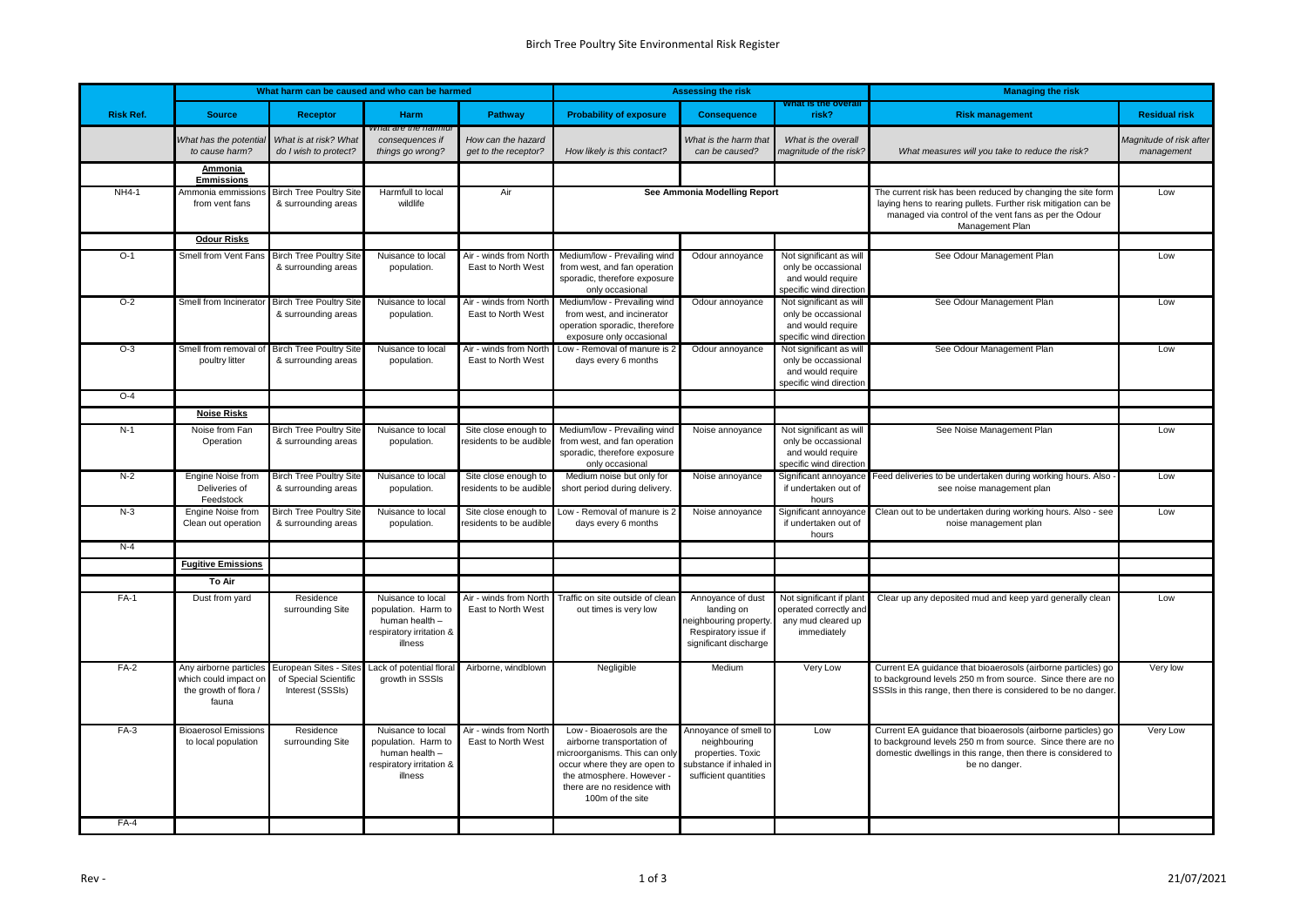# Birch Tree Poultry Site Environmental Risk Register

| | What harm can be caused and who can be harmed | | | | Assessing the risk | | | Managing the risk | |
|---|---|---|---|---|---|---|---|---|---|
| **Risk Ref.** | **Source** | **Receptor** | **Harm** | **Pathway** | **Probability of exposure** | **Consequence** | **What is the overall risk?** | **Risk management** | **Residual risk** |
| | *What has the potential to cause harm?* | *What is at risk? What do I wish to protect?* | *What are the harmful consequences if things go wrong?* | *How can the hazard get to the receptor?* | *How likely is this contact?* | *What is the harm that can be caused?* | *What is the overall magnitude of the risk?* | *What measures will you take to reduce the risk?* | *Magnitude of risk after management* |
| | **Ammonia Emmissions** | | | | | | | | |
| NH4-1 | Ammonia emmissions from vent fans | Birch Tree Poultry Site & surrounding areas | Harmfull to local wildlife | Air | See Ammonia Modelling Report | | | The current risk has been reduced by changing the site form laying hens to rearing pullets. Further risk mitigation can be managed via control of the vent fans as per the Odour Management Plan | Low |
| | **Odour Risks** | | | | | | | | |
| O-1 | Smell from Vent Fans | Birch Tree Poultry Site & surrounding areas | Nuisance to local population. | Air - winds from North East to North West | Medium/low - Prevailing wind from west, and fan operation sporadic, therefore exposure only occasional | Odour annoyance | Not significant as will only be occassional and would require specific wind direction | See Odour Management Plan | Low |
| O-2 | Smell from Incinerator | Birch Tree Poultry Site & surrounding areas | Nuisance to local population. | Air - winds from North East to North West | Medium/low - Prevailing wind from west, and incinerator operation sporadic, therefore exposure only occasional | Odour annoyance | Not significant as will only be occassional and would require specific wind direction | See Odour Management Plan | Low |
| O-3 | Smell from removal of poultry litter | Birch Tree Poultry Site & surrounding areas | Nuisance to local population. | Air - winds from North East to North West | Low - Removal of manure is 2 days every 6 months | Odour annoyance | Not significant as will only be occassional and would require specific wind direction | See Odour Management Plan | Low |
| O-4 | | | | | | | | | |
| | **Noise Risks** | | | | | | | | |
| N-1 | Noise from Fan Operation | Birch Tree Poultry Site & surrounding areas | Nuisance to local population. | Site close enough to residents to be audible | Medium/low - Prevailing wind from west, and fan operation sporadic, therefore exposure only occasional | Noise annoyance | Not significant as will only be occassional and would require specific wind direction | See Noise Management Plan | Low |
| N-2 | Engine Noise from Deliveries of Feedstock | Birch Tree Poultry Site & surrounding areas | Nuisance to local population. | Site close enough to residents to be audible | Medium noise but only for short period during delivery. | Noise annoyance | Significant annoyance if undertaken out of hours | Feed deliveries to be undertaken during working hours. Also - see noise management plan | Low |
| N-3 | Engine Noise from Clean out operation | Birch Tree Poultry Site & surrounding areas | Nuisance to local population. | Site close enough to residents to be audible | Low - Removal of manure is 2 days every 6 months | Noise annoyance | Significant annoyance if undertaken out of hours | Clean out to be undertaken during working hours. Also - see noise management plan | Low |
| N-4 | | | | | | | | | |
| | **Fugitive Emissions** | | | | | | | | |
| | **To Air** | | | | | | | | |
| FA-1 | Dust from yard | Residence surrounding Site | Nuisance to local population. Harm to human health – respiratory irritation & illness | Air - winds from North East to North West | Traffic on site outside of clean out times is very low | Annoyance of dust landing on neighbouring property. Respiratory issue if significant discharge | Not significant if plant operated correctly and any mud cleared up immediately | Clear up any deposited mud and keep yard generally clean | Low |
| FA-2 | Any airborne particles which could impact on the growth of flora / fauna | European Sites - Sites of Special Scientific Interest (SSIs) | Lack of potential floral growth in SSSIs | Airborne, windblown | Negligible | Medium | Very Low | Current EA guidance that bioaerosols (airborne particles) go to background levels 250 m from source. Since there are no SSSIs in this range, then there is considered to be no danger. | Very low |
| FA-3 | Bioaerosol Emissions to local population | Residence surrounding Site | Nuisance to local population. Harm to human health – respiratory irritation & illness | Air - winds from North East to North West | Low - Bioaerosols are the airborne transportation of microorganisms. This can only occur where they are open to the atmosphere. However - there are no residence with 100m of the site | Annoyance of smell to neighbouring properties. Toxic substance if inhaled in sufficient quantities | Low | Current EA guidance that bioaerosols (airborne particles) go to background levels 250 m from source. Since there are no domestic dwellings in this range, then there is considered to be no danger. | Very Low |
| FA-4 | | | | | | | | | |

Rev -

21/07/2021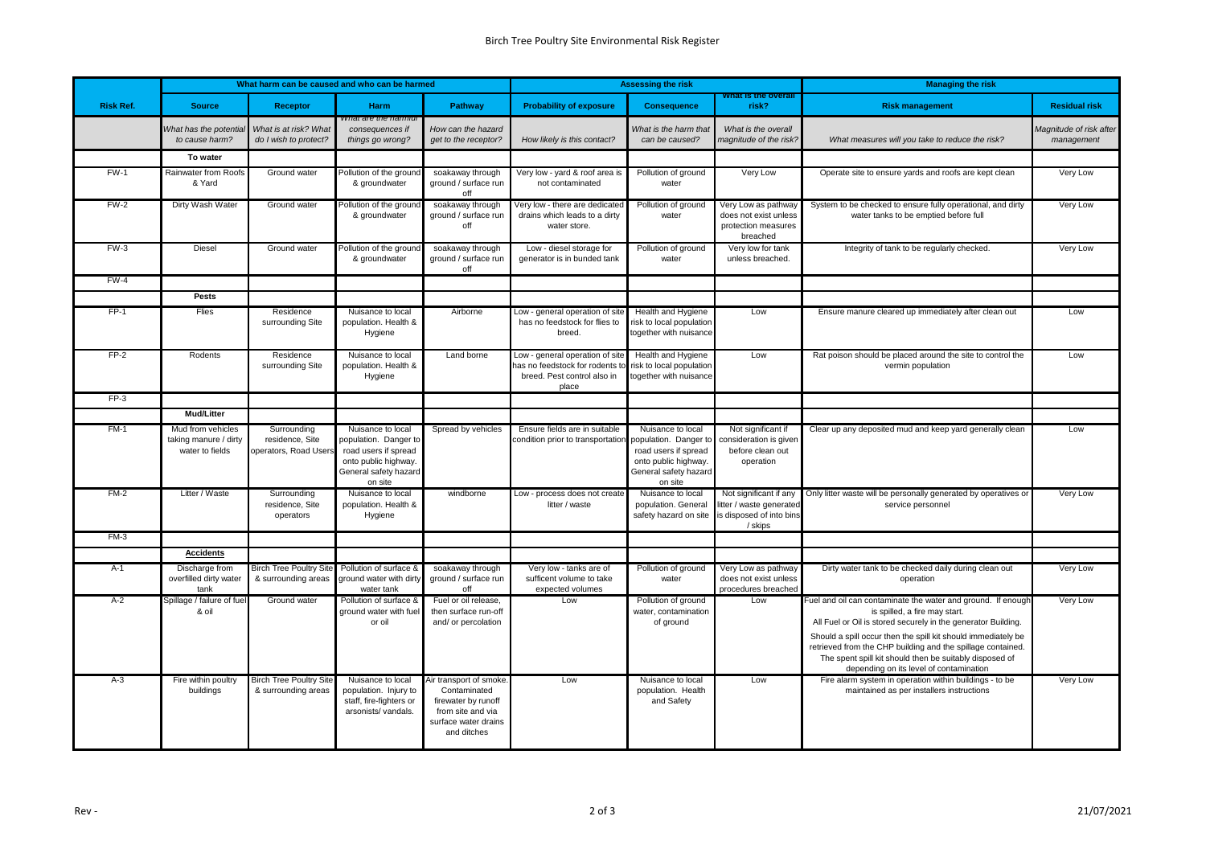# Birch Tree Poultry Site Environmental Risk Register

| | What harm can be caused and who can be harmed | | | | Assessing the risk | | | Managing the risk | |
|---|---|---|---|---|---|---|---|---|---|
| **Risk Ref.** | **Source** | **Receptor** | **Harm** | **Pathway** | **Probability of exposure** | **Consequence** | **What is the overall risk?** | **Risk management** | **Residual risk** |
| | *What has the potential to cause harm?* | *What is at risk? What do I wish to protect?* | *What are the harmful consequences if things go wrong?* | *How can the hazard get to the receptor?* | *How likely is this contact?* | *What is the harm that can be caused?* | *What is the overall magnitude of the risk?* | *What measures will you take to reduce the risk?* | *Magnitude of risk after management* |
| | **To water** | | | | | | | | |
| FW-1 | Rainwater from Roofs & Yard | Ground water | Pollution of the ground & groundwater | soakaway through ground / surface run off | Very low - yard & roof area is not contaminated | Pollution of ground water | Very Low | Operate site to ensure yards and roofs are kept clean | Very Low |
| FW-2 | Dirty Wash Water | Ground water | Pollution of the ground & groundwater | soakaway through ground / surface run off | Very low - there are dedicated drains which leads to a dirty water store. | Pollution of ground water | Very Low as pathway does not exist unless protection measures breached | System to be checked to ensure fully operational, and dirty water tanks to be emptied before full | Very Low |
| FW-3 | Diesel | Ground water | Pollution of the ground & groundwater | soakaway through ground / surface run off | Low - diesel storage for generator is in bunded tank | Pollution of ground water | Very low for tank unless breached. | Integrity of tank to be regularly checked. | Very Low |
| FW-4 | | | | | | | | | |
| | **Pests** | | | | | | | | |
| FP-1 | Flies | Residence surrounding Site | Nuisance to local population. Health & Hygiene | Airborne | Low - general operation of site has no feedstock for flies to breed. | Health and Hygiene risk to local population together with nuisance | Low | Ensure manure cleared up immediately after clean out | Low |
| FP-2 | Rodents | Residence surrounding Site | Nuisance to local population. Health & Hygiene | Land borne | Low - general operation of site has no feedstock for rodents to breed. Pest control also in place | Health and Hygiene risk to local population together with nuisance | Low | Rat poison should be placed around the site to control the vermin population | Low |
| FP-3 | | | | | | | | | |
| | **Mud/Litter** | | | | | | | | |
| FM-1 | Mud from vehicles taking manure / dirty water to fields | Surrounding residence, Site operators, Road Users | Nuisance to local population. Danger to road users if spread onto public highway. General safety hazard on site | Spread by vehicles | Ensure fields are in suitable condition prior to transportation | Nuisance to local population. Danger to road users if spread onto public highway. General safety hazard on site | Not significant if consideration is given before clean out operation | Clear up any deposited mud and keep yard generally clean | Low |
| FM-2 | Litter / Waste | Surrounding residence, Site operators | Nuisance to local population. Health & Hygiene | windborne | Low - process does not create litter / waste | Nuisance to local population. General safety hazard on site | Not significant if any litter / waste generated is disposed of into bins / skips | Only litter waste will be personally generated by operatives or service personnel | Very Low |
| FM-3 | | | | | | | | | |
| | **Accidents** | | | | | | | | |
| A-1 | Discharge from overfilled dirty water tank | Birch Tree Poultry Site & surrounding areas | Pollution of surface & ground water with dirty water tank | soakaway through ground / surface run off | Very low - tanks are of sufficent volume to take expected volumes | Pollution of ground water | Very Low as pathway does not exist unless procedures breached | Dirty water tank to be checked daily during clean out operation | Very Low |
| A-2 | Spillage / failure of fuel & oil | Ground water | Pollution of surface & ground water with fuel or oil | Fuel or oil release, then surface run-off and/ or percolation | Low | Pollution of ground water, contamination of ground | Low | Fuel and oil can contaminate the water and ground. If enough is spilled, a fire may start. All Fuel or Oil is stored securely in the generator Building. Should a spill occur then the spill kit should immediately be retrieved from the CHP building and the spillage contained. The spent spill kit should then be suitably disposed of depending on its level of contamination | Very Low |
| A-3 | Fire within poultry buildings | Birch Tree Poultry Site & surrounding areas | Nuisance to local population. Injury to staff, fire-fighters or arsonists/ vandals. | Air transport of smoke. Contaminated firewater by runoff from site and via surface water drains and ditches | Low | Nuisance to local population. Health and Safety | Low | Fire alarm system in operation within buildings - to be maintained as per installers instructions | Very Low |

Rev -

21/07/2021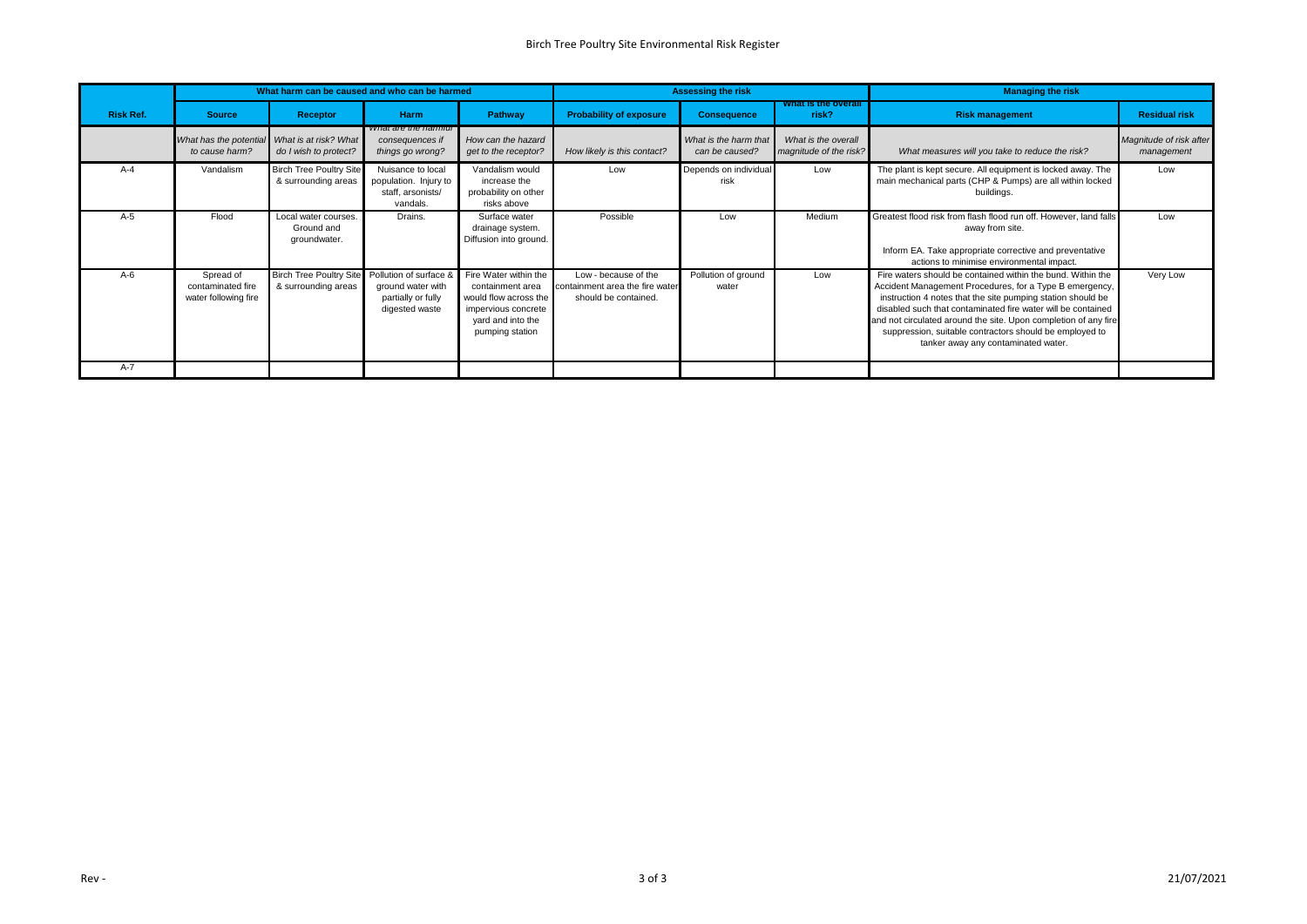# Birch Tree Poultry Site Environmental Risk Register

| | What harm can be caused and who can be harmed | | | | Assessing the risk | | | Managing the risk | |
|---|---|---|---|---|---|---|---|---|---|
| **Risk Ref.** | **Source** | **Receptor** | **Harm** | **Pathway** | **Probability of exposure** | **Consequence** | **What is the overall risk?** | **Risk management** | **Residual risk** |
| | *What has the potential to cause harm?* | *What is at risk? What do I wish to protect?* | *What are the harmful consequences if things go wrong?* | *How can the hazard get to the receptor?* | *How likely is this contact?* | *What is the harm that can be caused?* | *What is the overall magnitude of the risk?* | *What measures will you take to reduce the risk?* | *Magnitude of risk after management* |
| A-4 | Vandalism | Birch Tree Poultry Site & surrounding areas | Nuisance to local population. Injury to staff, arsonists/ vandals. | Vandalism would increase the probability on other risks above | Low | Depends on individual risk | Low | The plant is kept secure. All equipment is locked away. The main mechanical parts (CHP & Pumps) are all within locked buildings. | Low |
| A-5 | Flood | Local water courses. Ground and groundwater. | Drains. | Surface water drainage system. Diffusion into ground. | Possible | Low | Medium | Greatest flood risk from flash flood run off. However, land falls away from site.<br><br>Inform EA. Take appropriate corrective and preventative actions to minimise environmental impact. | Low |
| A-6 | Spread of contaminated fire water following fire | Birch Tree Poultry Site & surrounding areas | Pollution of surface & ground water with partially or fully digested waste | Fire Water within the containment area would flow across the impervious concrete yard and into the pumping station | Low - because of the containment area the fire water should be contained. | Pollution of ground water | Low | Fire waters should be contained within the bund. Within the Accident Management Procedures, for a Type B emergency, instruction 4 notes that the site pumping station should be disabled such that contaminated fire water will be contained and not circulated around the site. Upon completion of any fire suppression, suitable contractors should be employed to tanker away any contaminated water. | Very Low |
| A-7 | | | | | | | | | |

Rev -

21/07/2021